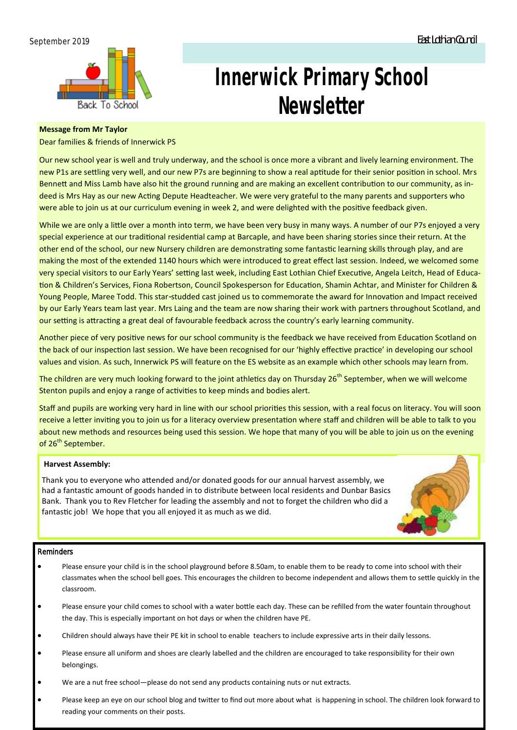September 2019

East Lothian Council

# Innerwick Primary School Newsletter

**Message from Mr Taylor**

Dear families & friends of Innerwick PS

Our new school year is well and truly underway, and the school is once more a vibrant and lively learning environment. The new P1s are settling very well, and our new P7s are beginning to show a real aptitude for their senior position in school. Mrs Bennett and Miss Lamb have also hit the ground running and are making an excellent contribution to our community, as indeed is Mrs Hay as our new Acting Depute Headteacher. We were very grateful to the many parents and supporters who were able to join us at our curriculum evening in week 2, and were delighted with the positive feedback given.

While we are only a little over a month into term, we have been very busy in many ways. A number of our P7s enjoyed a very special experience at our traditional residential camp at Barcaple, and have been sharing stories since their return. At the other end of the school, our new Nursery children are demonstrating some fantastic learning skills through play, and are making the most of the extended 1140 hours which were introduced to great effect last session. Indeed, we welcomed some very special visitors to our Early Years' setting last week, including East Lothian Chief Executive, Angela Leitch, Head of Education & Children's Services, Fiona Robertson, Council Spokesperson for Education, Shamin Achtar, and Minister for Children & Young People, Maree Todd. This star-studded cast joined us to commemorate the award for Innovation and Impact received by our Early Years team last year. Mrs Laing and the team are now sharing their work with partners throughout Scotland, and our setting is attracting a great deal of favourable feedback across the country's early learning community.

Another piece of very positive news for our school community is the feedback we have received from Education Scotland on the back of our inspection last session. We have been recognised for our 'highly effective practice' in developing our school values and vision. As such, Innerwick PS will feature on the ES website as an example which other schools may learn from.

The children are very much looking forward to the joint athletics day on Thursday 26th September, when we will welcome Stenton pupils and enjoy a range of activities to keep minds and bodies alert.

Staff and pupils are working very hard in line with our school priorities this session, with a real focus on literacy. You will soon receive a letter inviting you to join us for a literacy overview presentation where staff and children will be able to talk to you about new methods and resources being used this session. We hope that many of you will be able to join us on the evening of 26th September.

**Harvest Assembly:**

Thank you to everyone who attended and/or donated goods for our annual harvest assembly, we had a fantastic amount of goods handed in to distribute between local residents and Dunbar Basics Bank. Thank you to Rev Fletcher for leading the assembly and not to forget the children who did a fantastic job! We hope that you all enjoyed it as much as we did.

**Reminders**

- Please ensure your child is in the school playground before 8.50am, to enable them to be ready to come into school with their classmates when the school bell goes. This encourages the children to become independent and allows them to settle quickly in the classroom.
- Please ensure your child comes to school with a water bottle each day. These can be refilled from the water fountain throughout the day. This is especially important on hot days or when the children have PE.
- Children should always have their PE kit in school to enable teachers to include expressive arts in their daily lessons.
- Please ensure all uniform and shoes are clearly labelled and the children are encouraged to take responsibility for their own belongings.
- We are a nut free school—please do not send any products containing nuts or nut extracts.
- Please keep an eye on our school blog and twitter to find out more about what is happening in school. The children look forward to reading your comments on their posts.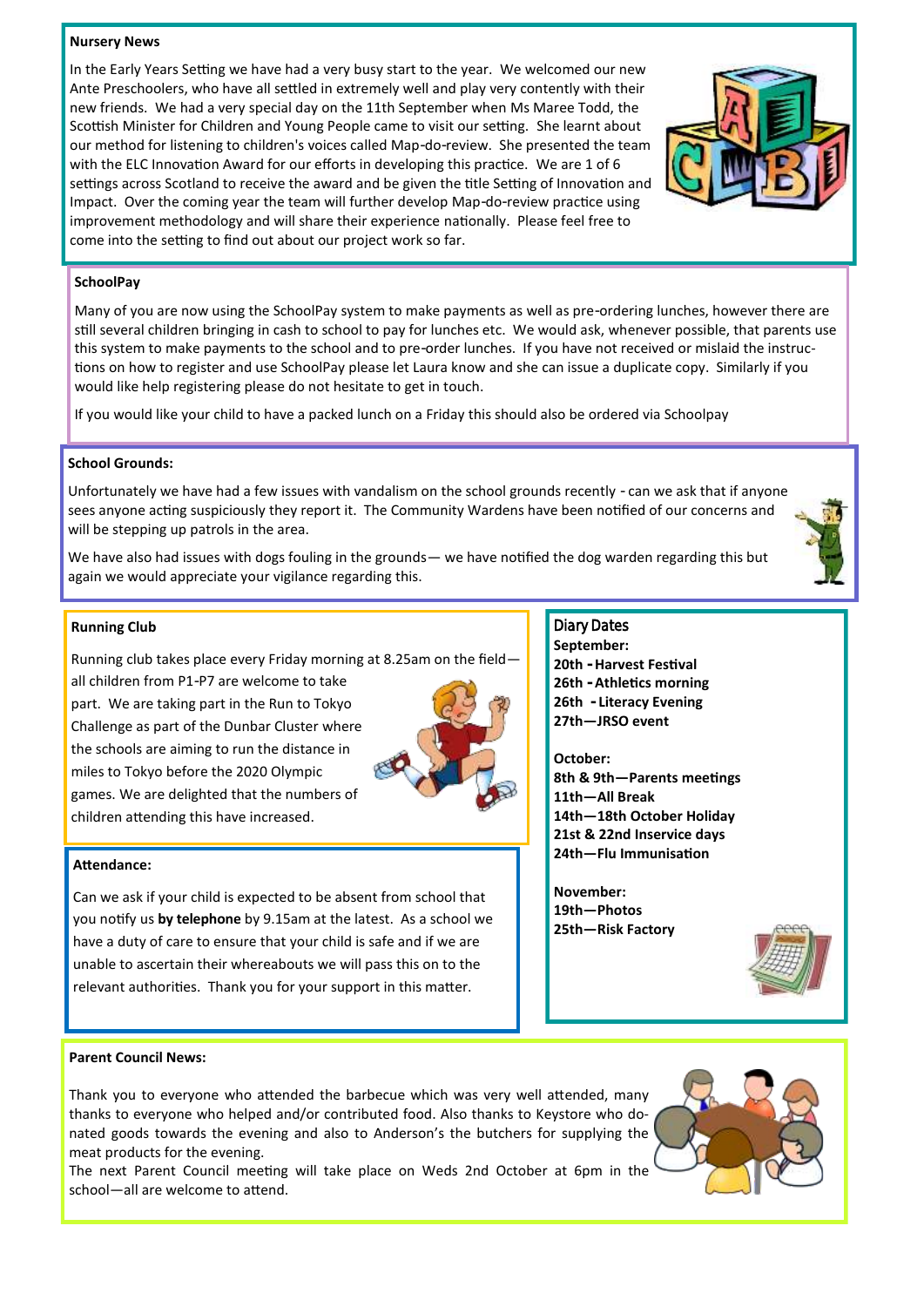## Nursery News

In the Early Years Setting we have had a very busy start to the year. We welcomed our new Ante Preschoolers, who have all settled in extremely well and play very contently with their new friends. We had a very special day on the 11th September when Ms Maree Todd, the Scottish Minister for Children and Young People came to visit our setting. She learnt about our method for listening to children's voices called Map-do-review. She presented the team with the ELC Innovation Award for our efforts in developing this practice. We are 1 of 6 settings across Scotland to receive the award and be given the title Setting of Innovation and Impact. Over the coming year the team will further develop Map-do-review practice using improvement methodology and will share their experience nationally. Please feel free to come into the setting to find out about our project work so far.

## SchoolPay

Many of you are now using the SchoolPay system to make payments as well as pre-ordering lunches, however there are still several children bringing in cash to school to pay for lunches etc. We would ask, whenever possible, that parents use this system to make payments to the school and to pre-order lunches. If you have not received or mislaid the instructions on how to register and use SchoolPay please let Laura know and she can issue a duplicate copy. Similarly if you would like help registering please do not hesitate to get in touch.

If you would like your child to have a packed lunch on a Friday this should also be ordered via Schoolpay

## School Grounds:

Unfortunately we have had a few issues with vandalism on the school grounds recently - can we ask that if anyone sees anyone acting suspiciously they report it. The Community Wardens have been notified of our concerns and will be stepping up patrols in the area.

We have also had issues with dogs fouling in the grounds— we have notified the dog warden regarding this but again we would appreciate your vigilance regarding this.

## Running Club

Running club takes place every Friday morning at 8.25am on the field— all children from P1-P7 are welcome to take part. We are taking part in the Run to Tokyo Challenge as part of the Dunbar Cluster where the schools are aiming to run the distance in miles to Tokyo before the 2020 Olympic games. We are delighted that the numbers of children attending this have increased.

## Attendance:

Can we ask if your child is expected to be absent from school that you notify us **by telephone** by 9.15am at the latest. As a school we have a duty of care to ensure that your child is safe and if we are unable to ascertain their whereabouts we will pass this on to the relevant authorities. Thank you for your support in this matter.

## Diary Dates

**September:**
**20th - Harvest Festival**
**26th - Athletics morning**
**26th - Literacy Evening**
**27th—JRSO event**

**October:**
**8th & 9th—Parents meetings**
**11th—All Break**
**14th—18th October Holiday**
**21st & 22nd Inservice days**
**24th—Flu Immunisation**

**November:**
**19th—Photos**
**25th—Risk Factory**

## Parent Council News:

Thank you to everyone who attended the barbecue which was very well attended, many thanks to everyone who helped and/or contributed food. Also thanks to Keystore who donated goods towards the evening and also to Anderson's the butchers for supplying the meat products for the evening.
The next Parent Council meeting will take place on Weds 2nd October at 6pm in the school—all are welcome to attend.